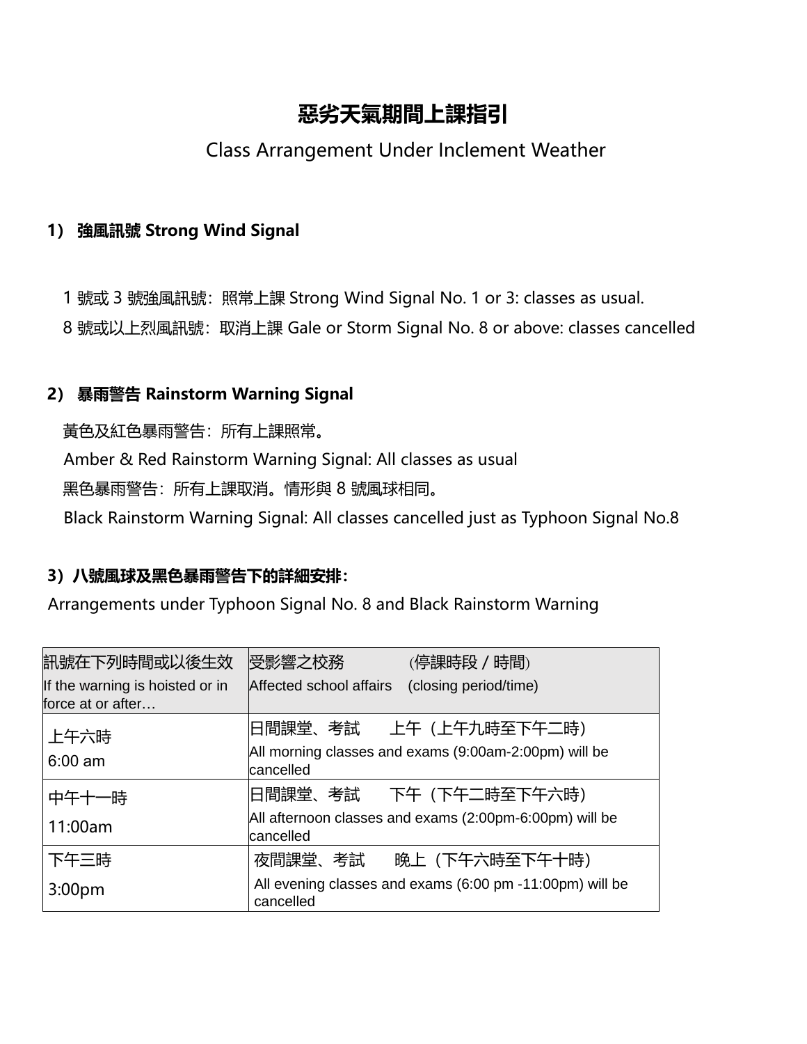# 惡劣天氣期間上課指引

Class Arrangement Under Inclement Weather

## 1） 強風訊號 Strong Wind Signal

1 號或 3 號強風訊號：照常上課 Strong Wind Signal No. 1 or 3: classes as usual.

8 號或以上烈風訊號：取消上課 Gale or Storm Signal No. 8 or above: classes cancelled

## 2） 暴雨警告 Rainstorm Warning Signal

黃色及紅色暴雨警告：所有上課照常。

Amber & Red Rainstorm Warning Signal: All classes as usual

黑色暴雨警告：所有上課取消。情形與 8 號風球相同。

Black Rainstorm Warning Signal: All classes cancelled just as Typhoon Signal No.8

## 3）八號風球及黑色暴雨警告下的詳細安排：

Arrangements under Typhoon Signal No. 8 and Black Rainstorm Warning

| 訊號在下列時間或以後生效<br>If the warning is hoisted or in force at or after… | 受影響之校務　　　(停課時段 / 時間)<br>Affected school affairs　(closing period/time) |
|---|---|
| 上午六時<br>6:00 am | 日間課堂、考試　　上午（上午九時至下午二時）<br>All morning classes and exams (9:00am-2:00pm) will be cancelled |
| 中午十一時<br>11:00am | 日間課堂、考試　　下午（下午二時至下午六時）<br>All afternoon classes and exams (2:00pm-6:00pm) will be cancelled |
| 下午三時<br>3:00pm | 夜間課堂、考試　　晚上（下午六時至下午十時）<br>All evening classes and exams (6:00 pm -11:00pm) will be cancelled |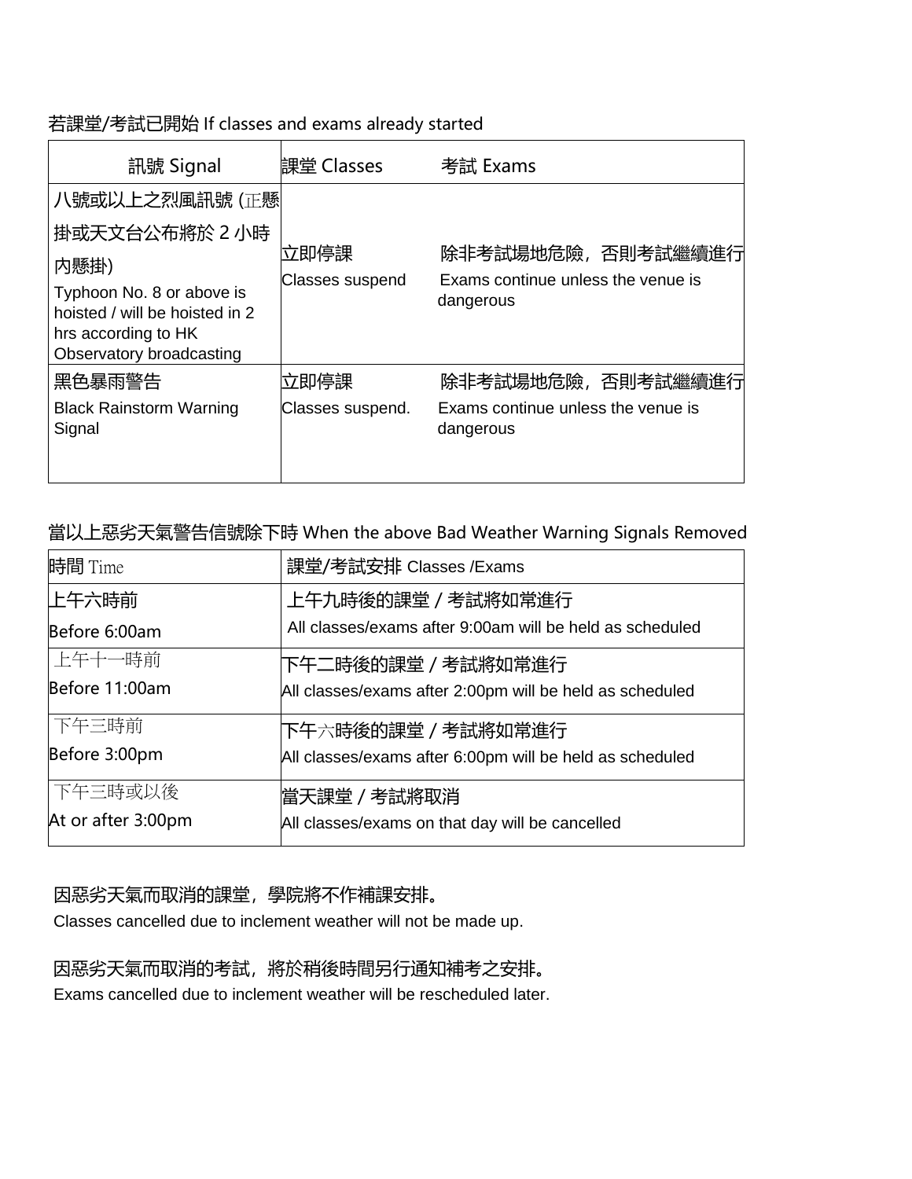若課堂/考試已開始 If classes and exams already started

| 訊號 Signal | 課堂 Classes | 考試 Exams |
|---|---|---|
| 八號或以上之烈風訊號 (正懸掛或天文台公布將於 2 小時內懸掛)<br>Typhoon No. 8 or above is hoisted / will be hoisted in 2 hrs according to HK Observatory broadcasting | 立即停課<br>Classes suspend | 除非考試場地危險，否則考試繼續進行<br>Exams continue unless the venue is dangerous |
| 黑色暴雨警告<br>Black Rainstorm Warning Signal | 立即停課<br>Classes suspend. | 除非考試場地危險，否則考試繼續進行<br>Exams continue unless the venue is dangerous |

當以上惡劣天氣警告信號除下時 When the above Bad Weather Warning Signals Removed

| 時間 Time | 課堂/考試安排 Classes /Exams |
|---|---|
| 上午六時前<br>Before 6:00am | 上午九時後的課堂 / 考試將如常進行<br>All classes/exams after 9:00am will be held as scheduled |
| 上午十一時前<br>Before 11:00am | 下午二時後的課堂 / 考試將如常進行<br>All classes/exams after 2:00pm will be held as scheduled |
| 下午三時前<br>Before 3:00pm | 下午六時後的課堂 / 考試將如常進行<br>All classes/exams after 6:00pm will be held as scheduled |
| 下午三時或以後<br>At or after 3:00pm | 當天課堂 / 考試將取消<br>All classes/exams on that day will be cancelled |

因惡劣天氣而取消的課堂，學院將不作補課安排。
Classes cancelled due to inclement weather will not be made up.

因惡劣天氣而取消的考試，將於稍後時間另行通知補考之安排。
Exams cancelled due to inclement weather will be rescheduled later.